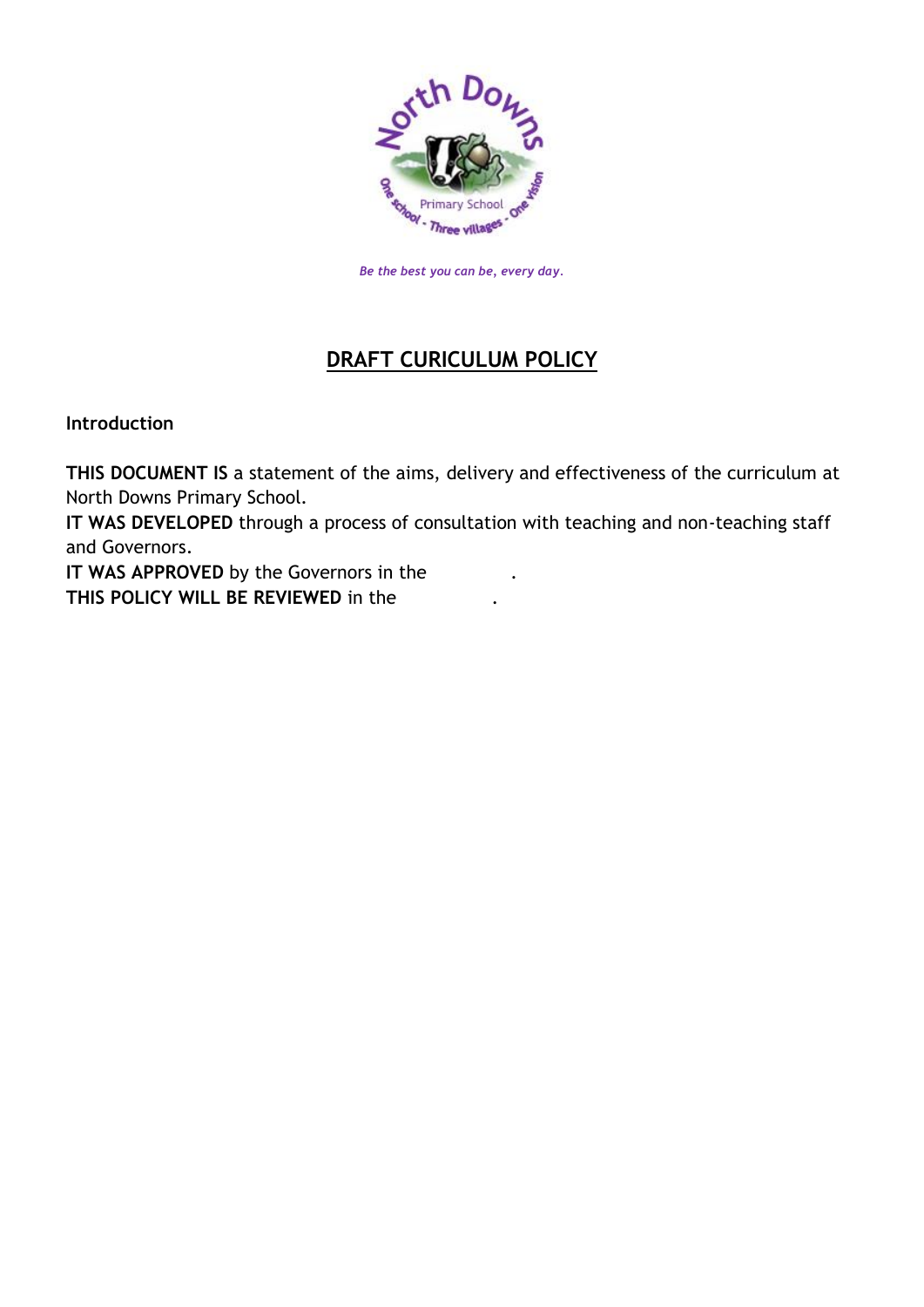*Be the best you can be, every day.*

# DRAFT CURICULUM POLICY

**Introduction**

**THIS DOCUMENT IS** a statement of the aims, delivery and effectiveness of the curriculum at North Downs Primary School.

**IT WAS DEVELOPED** through a process of consultation with teaching and non-teaching staff and Governors.

**IT WAS APPROVED** by the Governors in the .

**THIS POLICY WILL BE REVIEWED** in the .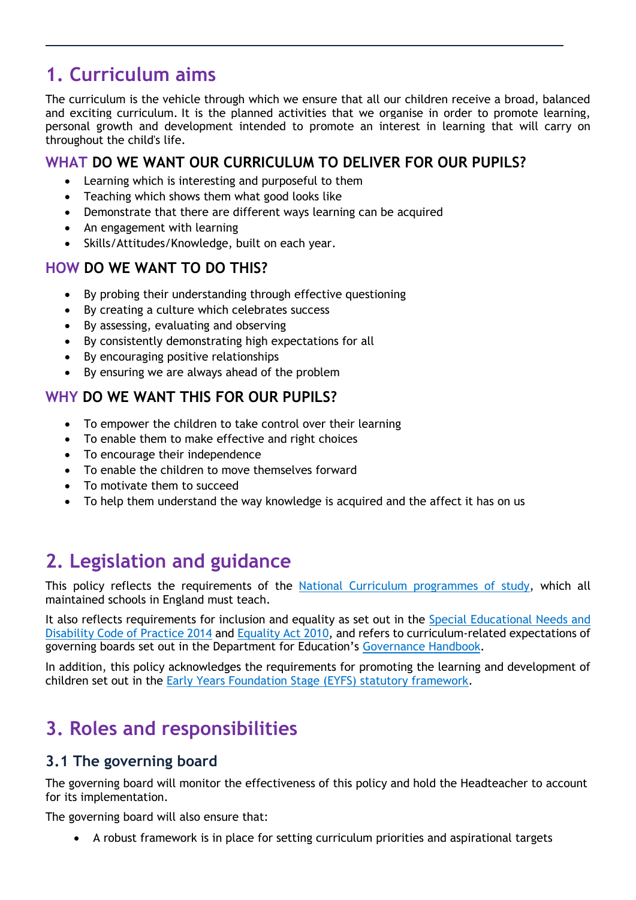# 1. Curriculum aims

The curriculum is the vehicle through which we ensure that all our children receive a broad, balanced and exciting curriculum. It is the planned activities that we organise in order to promote learning, personal growth and development intended to promote an interest in learning that will carry on throughout the child's life.

### WHAT DO WE WANT OUR CURRICULUM TO DELIVER FOR OUR PUPILS?

- Learning which is interesting and purposeful to them
- Teaching which shows them what good looks like
- Demonstrate that there are different ways learning can be acquired
- An engagement with learning
- Skills/Attitudes/Knowledge, built on each year.

### HOW DO WE WANT TO DO THIS?

- By probing their understanding through effective questioning
- By creating a culture which celebrates success
- By assessing, evaluating and observing
- By consistently demonstrating high expectations for all
- By encouraging positive relationships
- By ensuring we are always ahead of the problem

### WHY DO WE WANT THIS FOR OUR PUPILS?

- To empower the children to take control over their learning
- To enable them to make effective and right choices
- To encourage their independence
- To enable the children to move themselves forward
- To motivate them to succeed
- To help them understand the way knowledge is acquired and the affect it has on us

# 2. Legislation and guidance

This policy reflects the requirements of the National Curriculum programmes of study, which all maintained schools in England must teach.

It also reflects requirements for inclusion and equality as set out in the Special Educational Needs and Disability Code of Practice 2014 and Equality Act 2010, and refers to curriculum-related expectations of governing boards set out in the Department for Education's Governance Handbook.

In addition, this policy acknowledges the requirements for promoting the learning and development of children set out in the Early Years Foundation Stage (EYFS) statutory framework.

# 3. Roles and responsibilities

## 3.1 The governing board

The governing board will monitor the effectiveness of this policy and hold the Headteacher to account for its implementation.

The governing board will also ensure that:

- A robust framework is in place for setting curriculum priorities and aspirational targets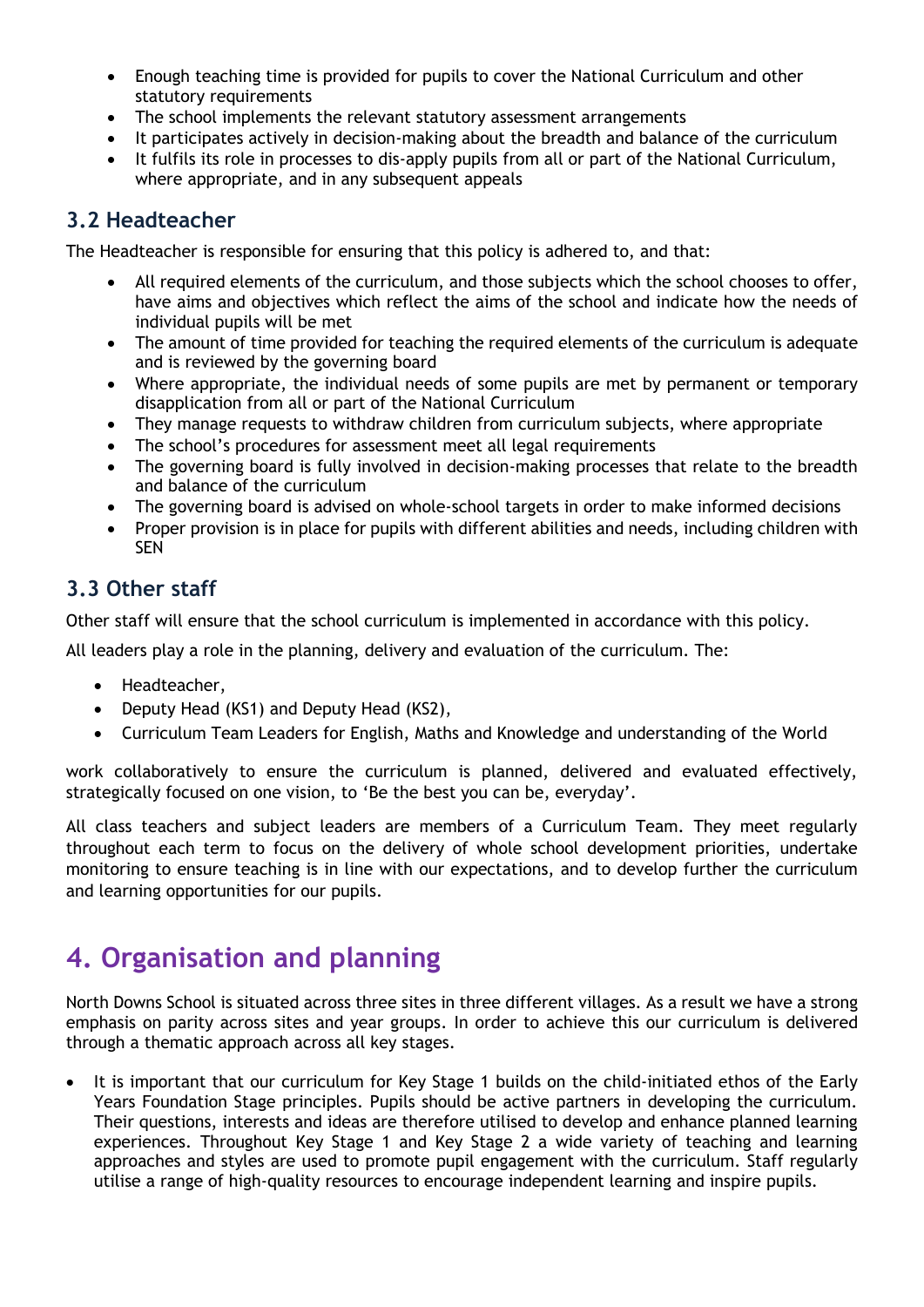- Enough teaching time is provided for pupils to cover the National Curriculum and other statutory requirements
- The school implements the relevant statutory assessment arrangements
- It participates actively in decision-making about the breadth and balance of the curriculum
- It fulfils its role in processes to dis-apply pupils from all or part of the National Curriculum, where appropriate, and in any subsequent appeals

### 3.2 Headteacher

The Headteacher is responsible for ensuring that this policy is adhered to, and that:

- All required elements of the curriculum, and those subjects which the school chooses to offer, have aims and objectives which reflect the aims of the school and indicate how the needs of individual pupils will be met
- The amount of time provided for teaching the required elements of the curriculum is adequate and is reviewed by the governing board
- Where appropriate, the individual needs of some pupils are met by permanent or temporary disapplication from all or part of the National Curriculum
- They manage requests to withdraw children from curriculum subjects, where appropriate
- The school's procedures for assessment meet all legal requirements
- The governing board is fully involved in decision-making processes that relate to the breadth and balance of the curriculum
- The governing board is advised on whole-school targets in order to make informed decisions
- Proper provision is in place for pupils with different abilities and needs, including children with SEN

### 3.3 Other staff

Other staff will ensure that the school curriculum is implemented in accordance with this policy.

All leaders play a role in the planning, delivery and evaluation of the curriculum. The:

- Headteacher,
- Deputy Head (KS1) and Deputy Head (KS2),
- Curriculum Team Leaders for English, Maths and Knowledge and understanding of the World

work collaboratively to ensure the curriculum is planned, delivered and evaluated effectively, strategically focused on one vision, to 'Be the best you can be, everyday'.

All class teachers and subject leaders are members of a Curriculum Team. They meet regularly throughout each term to focus on the delivery of whole school development priorities, undertake monitoring to ensure teaching is in line with our expectations, and to develop further the curriculum and learning opportunities for our pupils.

## 4. Organisation and planning

North Downs School is situated across three sites in three different villages. As a result we have a strong emphasis on parity across sites and year groups. In order to achieve this our curriculum is delivered through a thematic approach across all key stages.

- It is important that our curriculum for Key Stage 1 builds on the child-initiated ethos of the Early Years Foundation Stage principles. Pupils should be active partners in developing the curriculum. Their questions, interests and ideas are therefore utilised to develop and enhance planned learning experiences. Throughout Key Stage 1 and Key Stage 2 a wide variety of teaching and learning approaches and styles are used to promote pupil engagement with the curriculum. Staff regularly utilise a range of high-quality resources to encourage independent learning and inspire pupils.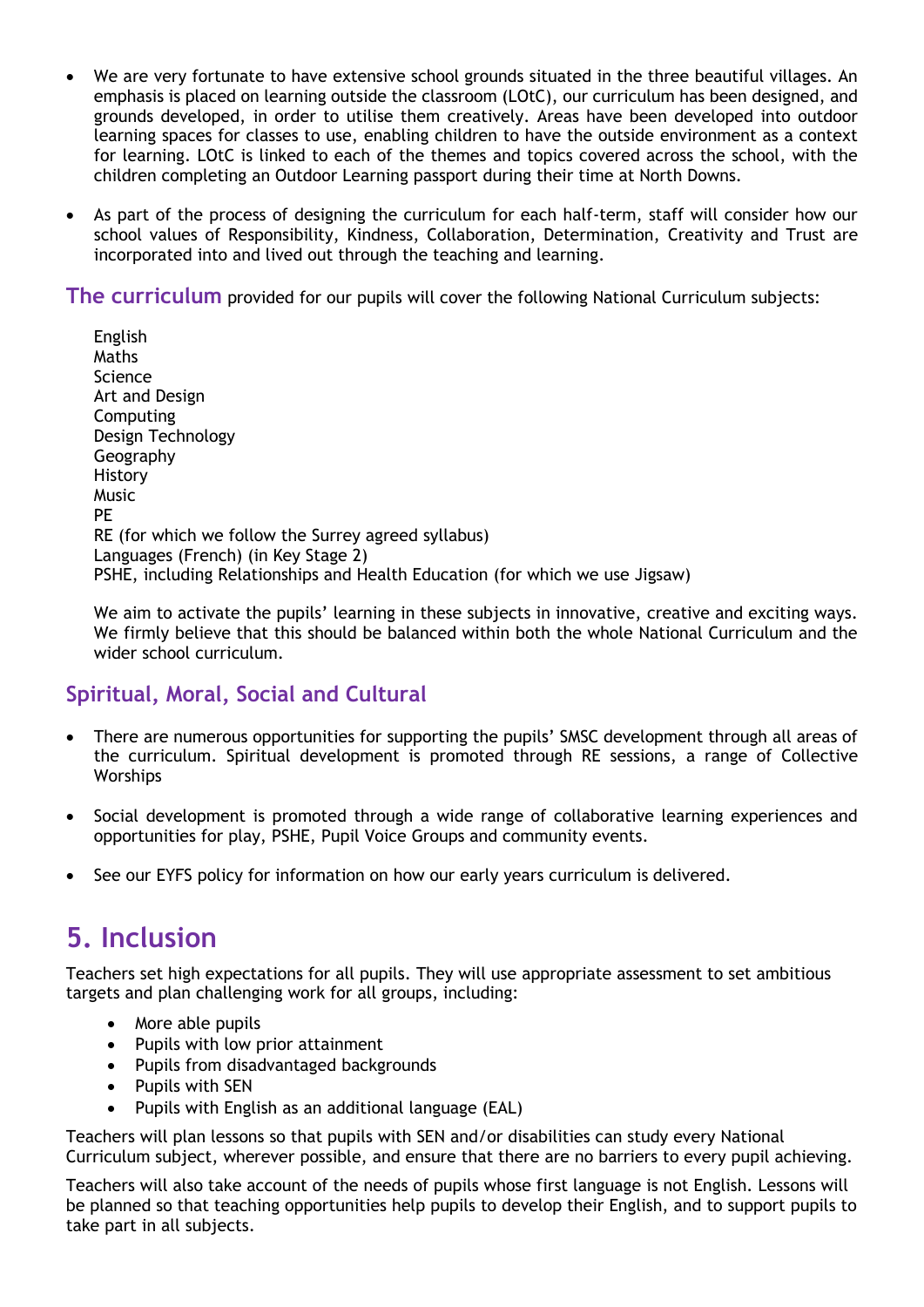- We are very fortunate to have extensive school grounds situated in the three beautiful villages. An emphasis is placed on learning outside the classroom (LOtC), our curriculum has been designed, and grounds developed, in order to utilise them creatively. Areas have been developed into outdoor learning spaces for classes to use, enabling children to have the outside environment as a context for learning. LOtC is linked to each of the themes and topics covered across the school, with the children completing an Outdoor Learning passport during their time at North Downs.

- As part of the process of designing the curriculum for each half-term, staff will consider how our school values of Responsibility, Kindness, Collaboration, Determination, Creativity and Trust are incorporated into and lived out through the teaching and learning.

**The curriculum** provided for our pupils will cover the following National Curriculum subjects:

English
Maths
Science
Art and Design
Computing
Design Technology
Geography
History
Music
PE
RE (for which we follow the Surrey agreed syllabus)
Languages (French) (in Key Stage 2)
PSHE, including Relationships and Health Education (for which we use Jigsaw)

We aim to activate the pupils' learning in these subjects in innovative, creative and exciting ways. We firmly believe that this should be balanced within both the whole National Curriculum and the wider school curriculum.

### Spiritual, Moral, Social and Cultural

- There are numerous opportunities for supporting the pupils' SMSC development through all areas of the curriculum. Spiritual development is promoted through RE sessions, a range of Collective Worships

- Social development is promoted through a wide range of collaborative learning experiences and opportunities for play, PSHE, Pupil Voice Groups and community events.

- See our EYFS policy for information on how our early years curriculum is delivered.

## 5. Inclusion

Teachers set high expectations for all pupils. They will use appropriate assessment to set ambitious targets and plan challenging work for all groups, including:

- More able pupils
- Pupils with low prior attainment
- Pupils from disadvantaged backgrounds
- Pupils with SEN
- Pupils with English as an additional language (EAL)

Teachers will plan lessons so that pupils with SEN and/or disabilities can study every National Curriculum subject, wherever possible, and ensure that there are no barriers to every pupil achieving.

Teachers will also take account of the needs of pupils whose first language is not English. Lessons will be planned so that teaching opportunities help pupils to develop their English, and to support pupils to take part in all subjects.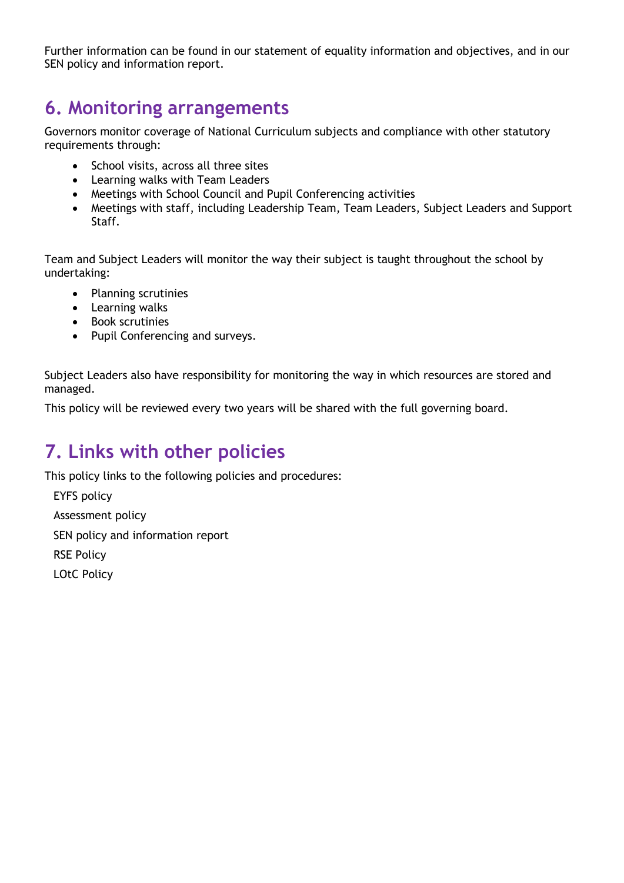Further information can be found in our statement of equality information and objectives, and in our SEN policy and information report.

## 6. Monitoring arrangements

Governors monitor coverage of National Curriculum subjects and compliance with other statutory requirements through:

- School visits, across all three sites
- Learning walks with Team Leaders
- Meetings with School Council and Pupil Conferencing activities
- Meetings with staff, including Leadership Team, Team Leaders, Subject Leaders and Support Staff.

Team and Subject Leaders will monitor the way their subject is taught throughout the school by undertaking:

- Planning scrutinies
- Learning walks
- Book scrutinies
- Pupil Conferencing and surveys.

Subject Leaders also have responsibility for monitoring the way in which resources are stored and managed.

This policy will be reviewed every two years will be shared with the full governing board.

## 7. Links with other policies

This policy links to the following policies and procedures:

EYFS policy

Assessment policy

SEN policy and information report

RSE Policy

LOtC Policy